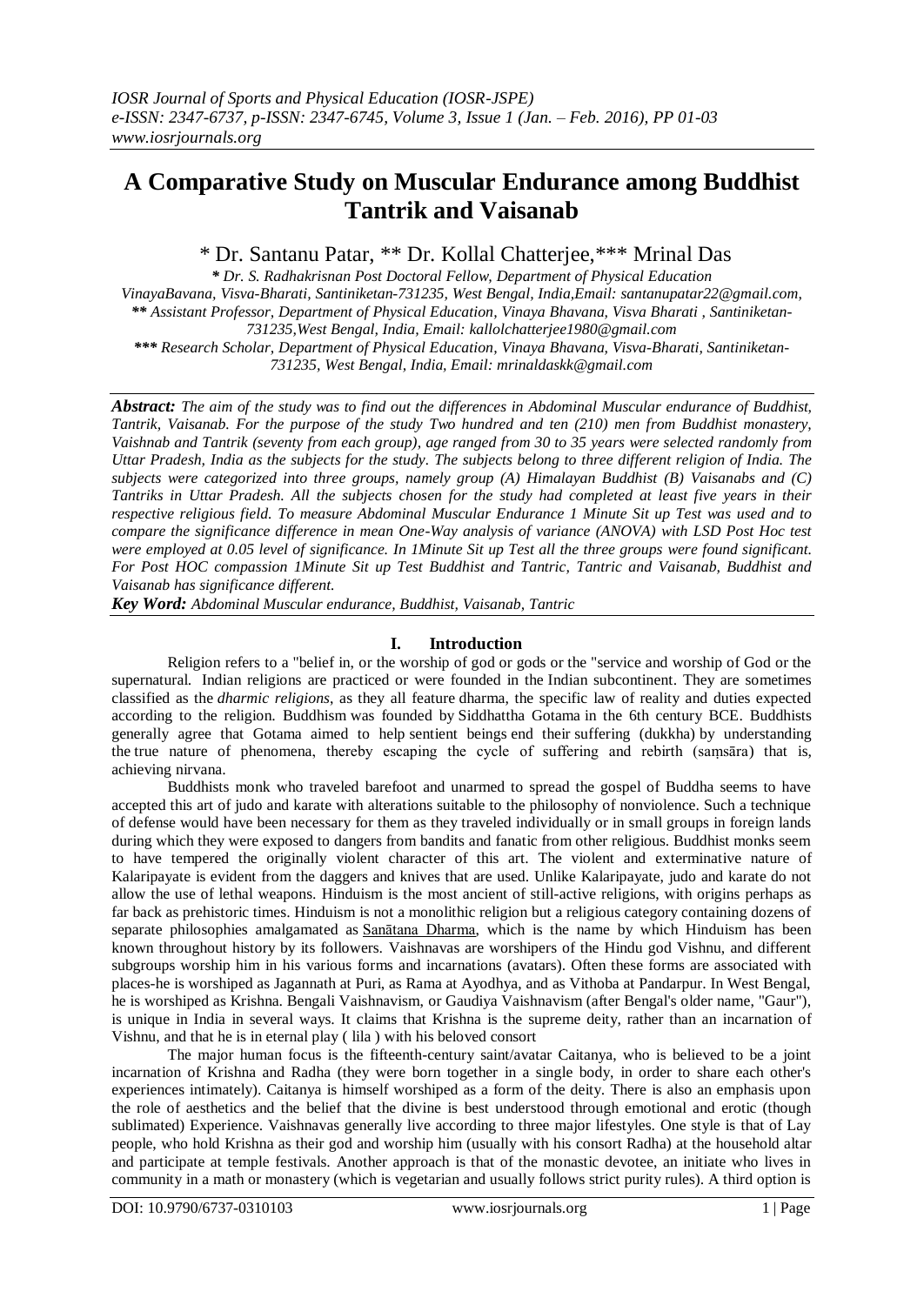# A Comparative Study on Muscular Endurance among Buddhist Tantrik and Vaisanab

\* Dr. Santanu Patar, \*\* Dr. Kollal Chatterjee,\*\*\* Mrinal Das

*\* Dr. S. Radhakrisnan Post Doctoral Fellow, Department of Physical Education VinayaBavana, Visva-Bharati, Santiniketan-731235, West Bengal, India,Email: santanupatar22@gmail.com,*
*\*\* Assistant Professor, Department of Physical Education, Vinaya Bhavana, Visva Bharati , Santiniketan-731235,West Bengal, India, Email: kallolchatterjee1980@gmail.com*
*\*\*\* Research Scholar, Department of Physical Education, Vinaya Bhavana, Visva-Bharati, Santiniketan-731235, West Bengal, India, Email: mrinaldaskk@gmail.com*

***Abstract:*** *The aim of the study was to find out the differences in Abdominal Muscular endurance of Buddhist, Tantrik, Vaisanab. For the purpose of the study Two hundred and ten (210) men from Buddhist monastery, Vaishnab and Tantrik (seventy from each group), age ranged from 30 to 35 years were selected randomly from Uttar Pradesh, India as the subjects for the study. The subjects belong to three different religion of India. The subjects were categorized into three groups, namely group (A) Himalayan Buddhist (B) Vaisanabs and (C) Tantriks in Uttar Pradesh. All the subjects chosen for the study had completed at least five years in their respective religious field. To measure Abdominal Muscular Endurance 1 Minute Sit up Test was used and to compare the significance difference in mean One-Way analysis of variance (ANOVA) with LSD Post Hoc test were employed at 0.05 level of significance. In 1Minute Sit up Test all the three groups were found significant. For Post HOC compassion 1Minute Sit up Test Buddhist and Tantric, Tantric and Vaisanab, Buddhist and Vaisanab has significance different.*

***Key Word:*** *Abdominal Muscular endurance, Buddhist, Vaisanab, Tantric*

## I. Introduction

Religion refers to a "belief in, or the worship of god or gods or the "service and worship of God or the supernatural. Indian religions are practiced or were founded in the Indian subcontinent. They are sometimes classified as the *dharmic religions*, as they all feature dharma, the specific law of reality and duties expected according to the religion. Buddhism was founded by Siddhattha Gotama in the 6th century BCE. Buddhists generally agree that Gotama aimed to help sentient beings end their suffering (dukkha) by understanding the true nature of phenomena, thereby escaping the cycle of suffering and rebirth (saṃsāra) that is, achieving nirvana.

Buddhists monk who traveled barefoot and unarmed to spread the gospel of Buddha seems to have accepted this art of judo and karate with alterations suitable to the philosophy of nonviolence. Such a technique of defense would have been necessary for them as they traveled individually or in small groups in foreign lands during which they were exposed to dangers from bandits and fanatic from other religious. Buddhist monks seem to have tempered the originally violent character of this art. The violent and exterminative nature of Kalaripayate is evident from the daggers and knives that are used. Unlike Kalaripayate, judo and karate do not allow the use of lethal weapons. Hinduism is the most ancient of still-active religions, with origins perhaps as far back as prehistoric times. Hinduism is not a monolithic religion but a religious category containing dozens of separate philosophies amalgamated as Sanātana Dharma, which is the name by which Hinduism has been known throughout history by its followers. Vaishnavas are worshipers of the Hindu god Vishnu, and different subgroups worship him in his various forms and incarnations (avatars). Often these forms are associated with places-he is worshiped as Jagannath at Puri, as Rama at Ayodhya, and as Vithoba at Pandarpur. In West Bengal, he is worshiped as Krishna. Bengali Vaishnavism, or Gaudiya Vaishnavism (after Bengal's older name, "Gaur"), is unique in India in several ways. It claims that Krishna is the supreme deity, rather than an incarnation of Vishnu, and that he is in eternal play ( lila ) with his beloved consort

The major human focus is the fifteenth-century saint/avatar Caitanya, who is believed to be a joint incarnation of Krishna and Radha (they were born together in a single body, in order to share each other's experiences intimately). Caitanya is himself worshiped as a form of the deity. There is also an emphasis upon the role of aesthetics and the belief that the divine is best understood through emotional and erotic (though sublimated) Experience. Vaishnavas generally live according to three major lifestyles. One style is that of Lay people, who hold Krishna as their god and worship him (usually with his consort Radha) at the household altar and participate at temple festivals. Another approach is that of the monastic devotee, an initiate who lives in community in a math or monastery (which is vegetarian and usually follows strict purity rules). A third option is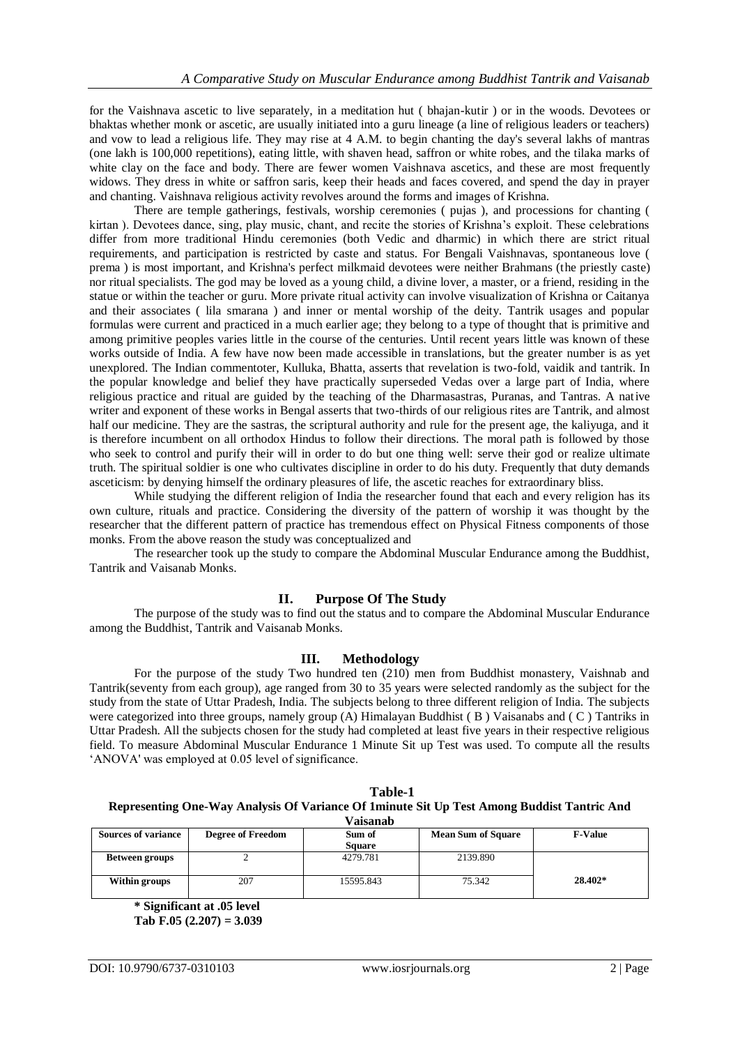for the Vaishnava ascetic to live separately, in a meditation hut ( bhajan-kutir ) or in the woods. Devotees or bhaktas whether monk or ascetic, are usually initiated into a guru lineage (a line of religious leaders or teachers) and vow to lead a religious life. They may rise at 4 A.M. to begin chanting the day's several lakhs of mantras (one lakh is 100,000 repetitions), eating little, with shaven head, saffron or white robes, and the tilaka marks of white clay on the face and body. There are fewer women Vaishnava ascetics, and these are most frequently widows. They dress in white or saffron saris, keep their heads and faces covered, and spend the day in prayer and chanting. Vaishnava religious activity revolves around the forms and images of Krishna.

There are temple gatherings, festivals, worship ceremonies ( pujas ), and processions for chanting ( kirtan ). Devotees dance, sing, play music, chant, and recite the stories of Krishna's exploit. These celebrations differ from more traditional Hindu ceremonies (both Vedic and dharmic) in which there are strict ritual requirements, and participation is restricted by caste and status. For Bengali Vaishnavas, spontaneous love ( prema ) is most important, and Krishna's perfect milkmaid devotees were neither Brahmans (the priestly caste) nor ritual specialists. The god may be loved as a young child, a divine lover, a master, or a friend, residing in the statue or within the teacher or guru. More private ritual activity can involve visualization of Krishna or Caitanya and their associates ( lila smarana ) and inner or mental worship of the deity. Tantrik usages and popular formulas were current and practiced in a much earlier age; they belong to a type of thought that is primitive and among primitive peoples varies little in the course of the centuries. Until recent years little was known of these works outside of India. A few have now been made accessible in translations, but the greater number is as yet unexplored. The Indian commentoter, Kulluka, Bhatta, asserts that revelation is two-fold, vaidik and tantrik. In the popular knowledge and belief they have practically superseded Vedas over a large part of India, where religious practice and ritual are guided by the teaching of the Dharmasastras, Puranas, and Tantras. A native writer and exponent of these works in Bengal asserts that two-thirds of our religious rites are Tantrik, and almost half our medicine. They are the sastras, the scriptural authority and rule for the present age, the kaliyuga, and it is therefore incumbent on all orthodox Hindus to follow their directions. The moral path is followed by those who seek to control and purify their will in order to do but one thing well: serve their god or realize ultimate truth. The spiritual soldier is one who cultivates discipline in order to do his duty. Frequently that duty demands asceticism: by denying himself the ordinary pleasures of life, the ascetic reaches for extraordinary bliss.

While studying the different religion of India the researcher found that each and every religion has its own culture, rituals and practice. Considering the diversity of the pattern of worship it was thought by the researcher that the different pattern of practice has tremendous effect on Physical Fitness components of those monks. From the above reason the study was conceptualized and

The researcher took up the study to compare the Abdominal Muscular Endurance among the Buddhist, Tantrik and Vaisanab Monks.

## II. Purpose Of The Study

The purpose of the study was to find out the status and to compare the Abdominal Muscular Endurance among the Buddhist, Tantrik and Vaisanab Monks.

## III. Methodology

For the purpose of the study Two hundred ten (210) men from Buddhist monastery, Vaishnab and Tantrik(seventy from each group), age ranged from 30 to 35 years were selected randomly as the subject for the study from the state of Uttar Pradesh, India. The subjects belong to three different religion of India. The subjects were categorized into three groups, namely group (A) Himalayan Buddhist ( B ) Vaisanabs and ( C ) Tantriks in Uttar Pradesh. All the subjects chosen for the study had completed at least five years in their respective religious field. To measure Abdominal Muscular Endurance 1 Minute Sit up Test was used. To compute all the results 'ANOVA' was employed at 0.05 level of significance.

**Table-1**
**Representing One-Way Analysis Of Variance Of 1minute Sit Up Test Among Buddist Tantric And Vaisanab**

| Sources of variance | Degree of Freedom | Sum of Square | Mean Sum of Square | F-Value |
|---|---|---|---|---|
| **Between groups** | 2 | 4279.781 | 2139.890 | |
| **Within groups** | 207 | 15595.843 | 75.342 | **28.402*** |

**\* Significant at .05 level**
**Tab F.05 (2.207) = 3.039**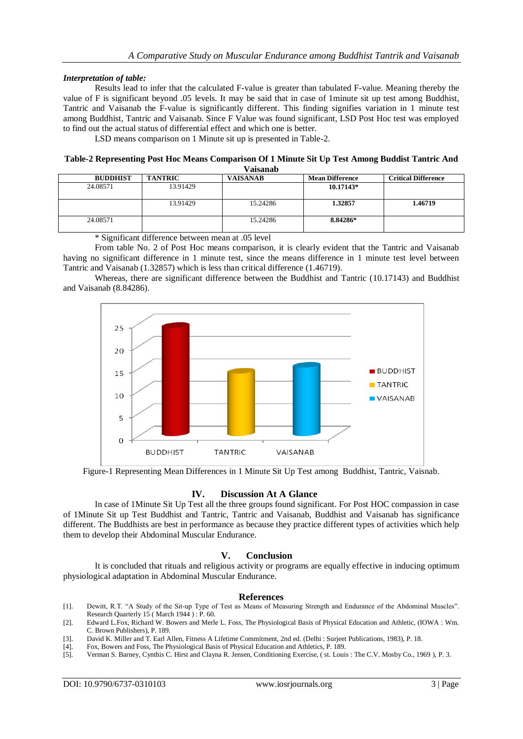***Interpretation of table:***

Results lead to infer that the calculated F-value is greater than tabulated F-value. Meaning thereby the value of F is significant beyond .05 levels. It may be said that in case of 1minute sit up test among Buddhist, Tantric and Vaisanab the F-value is significantly different. This finding signifies variation in 1 minute test among Buddhist, Tantric and Vaisanab. Since F Value was found significant, LSD Post Hoc test was employed to find out the actual status of differential effect and which one is better.

LSD means comparison on 1 Minute sit up is presented in Table-2.

**Table-2 Representing Post Hoc Means Comparison Of 1 Minute Sit Up Test Among Buddist Tantric And Vaisanab**

| BUDDHIST | TANTRIC | VAISANAB | Mean Difference | Critical Difference |
|---|---|---|---|---|
| 24.08571 | 13.91429 | | **10.17143*** | |
| | 13.91429 | 15.24286 | **1.32857** | **1.46719** |
| 24.08571 | | 15.24286 | **8.84286*** | |

\* Significant difference between mean at .05 level

From table No. 2 of Post Hoc means comparison, it is clearly evident that the Tantric and Vaisanab having no significant difference in 1 minute test, since the means difference in 1 minute test level between Tantric and Vaisanab (1.32857) which is less than critical difference (1.46719).

Whereas, there are significant difference between the Buddhist and Tantric (10.17143) and Buddhist and Vaisanab (8.84286).

25
20
15
10
5
0
BUDDHIST
TANTRIC
VAISANAB
BUDDHIST
TANTRIC
VAISANAB

Figure-1 Representing Mean Differences in 1 Minute Sit Up Test among Buddhist, Tantric, Vaisnab.

## IV. Discussion At A Glance

In case of 1Minute Sit Up Test all the three groups found significant. For Post HOC compassion in case of 1Minute Sit up Test Buddhist and Tantric, Tantric and Vaisanab, Buddhist and Vaisanab has significance different. The Buddhists are best in performance as because they practice different types of activities which help them to develop their Abdominal Muscular Endurance.

## V. Conclusion

It is concluded that rituals and religious activity or programs are equally effective in inducing optimum physiological adaptation in Abdominal Muscular Endurance.

## References

[1]. Dewitt, R.T. "A Study of the Sit-up Type of Test as Means of Measuring Strength and Endurance of the Abdominal Muscles". Research Quarterly 15 ( March 1944 ) : P. 60.

[2]. Edward L.Fox, Richard W. Bowers and Merle L. Foss, The Physiological Basis of Physical Education and Athletic, (IOWA : Wm. C. Brown Publishers), P. 189.

[3]. David K. Miller and T. Earl Allen, Fitness A Lifetime Commitment, 2nd ed. (Delhi : Surjeet Publications, 1983), P. 18.

[4]. Fox, Bowers and Foss, The Physiological Basis of Physical Education and Athletics, P. 189.

[5]. Verman S. Barney, Cynthis C. Hirst and Clayna R. Jensen, Conditioning Exercise, ( st. Louis : The C.V. Mosby Co., 1969 ), P. 3.